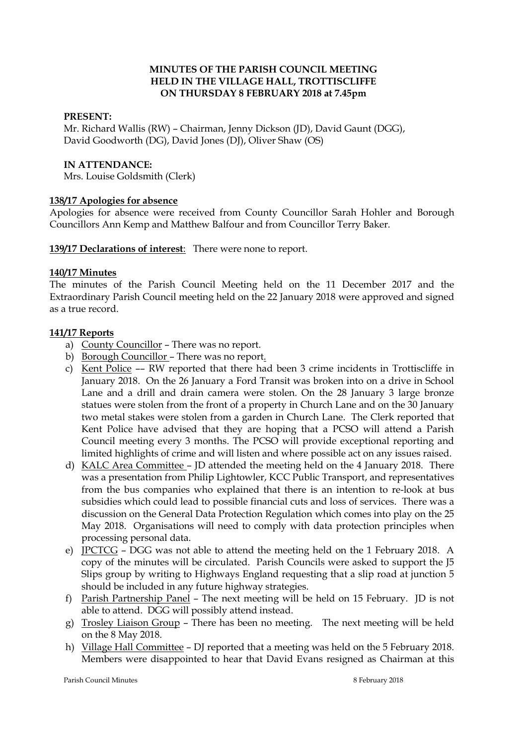**MINUTES OF THE PARISH COUNCIL MEETING HELD IN THE VILLAGE HALL, TROTTISCLIFFE ON THURSDAY 8 FEBRUARY 2018 at 7.45pm**

**PRESENT:**
Mr. Richard Wallis (RW) – Chairman, Jenny Dickson (JD), David Gaunt (DGG), David Goodworth (DG), David Jones (DJ), Oliver Shaw (OS)

**IN ATTENDANCE:**
Mrs. Louise Goldsmith (Clerk)

**138/17 Apologies for absence**

Apologies for absence were received from County Councillor Sarah Hohler and Borough Councillors Ann Kemp and Matthew Balfour and from Councillor Terry Baker.

**139/17 Declarations of interest**: There were none to report.

**140/17 Minutes**

The minutes of the Parish Council Meeting held on the 11 December 2017 and the Extraordinary Parish Council meeting held on the 22 January 2018 were approved and signed as a true record.

**141/17 Reports**

a) County Councillor – There was no report.
b) Borough Councillor – There was no report.
c) Kent Police –– RW reported that there had been 3 crime incidents in Trottiscliffe in January 2018. On the 26 January a Ford Transit was broken into on a drive in School Lane and a drill and drain camera were stolen. On the 28 January 3 large bronze statues were stolen from the front of a property in Church Lane and on the 30 January two metal stakes were stolen from a garden in Church Lane. The Clerk reported that Kent Police have advised that they are hoping that a PCSO will attend a Parish Council meeting every 3 months. The PCSO will provide exceptional reporting and limited highlights of crime and will listen and where possible act on any issues raised.
d) KALC Area Committee – JD attended the meeting held on the 4 January 2018. There was a presentation from Philip Lightowler, KCC Public Transport, and representatives from the bus companies who explained that there is an intention to re-look at bus subsidies which could lead to possible financial cuts and loss of services. There was a discussion on the General Data Protection Regulation which comes into play on the 25 May 2018. Organisations will need to comply with data protection principles when processing personal data.
e) JPCTCG – DGG was not able to attend the meeting held on the 1 February 2018. A copy of the minutes will be circulated. Parish Councils were asked to support the J5 Slips group by writing to Highways England requesting that a slip road at junction 5 should be included in any future highway strategies.
f) Parish Partnership Panel – The next meeting will be held on 15 February. JD is not able to attend. DGG will possibly attend instead.
g) Trosley Liaison Group – There has been no meeting. The next meeting will be held on the 8 May 2018.
h) Village Hall Committee – DJ reported that a meeting was held on the 5 February 2018. Members were disappointed to hear that David Evans resigned as Chairman at this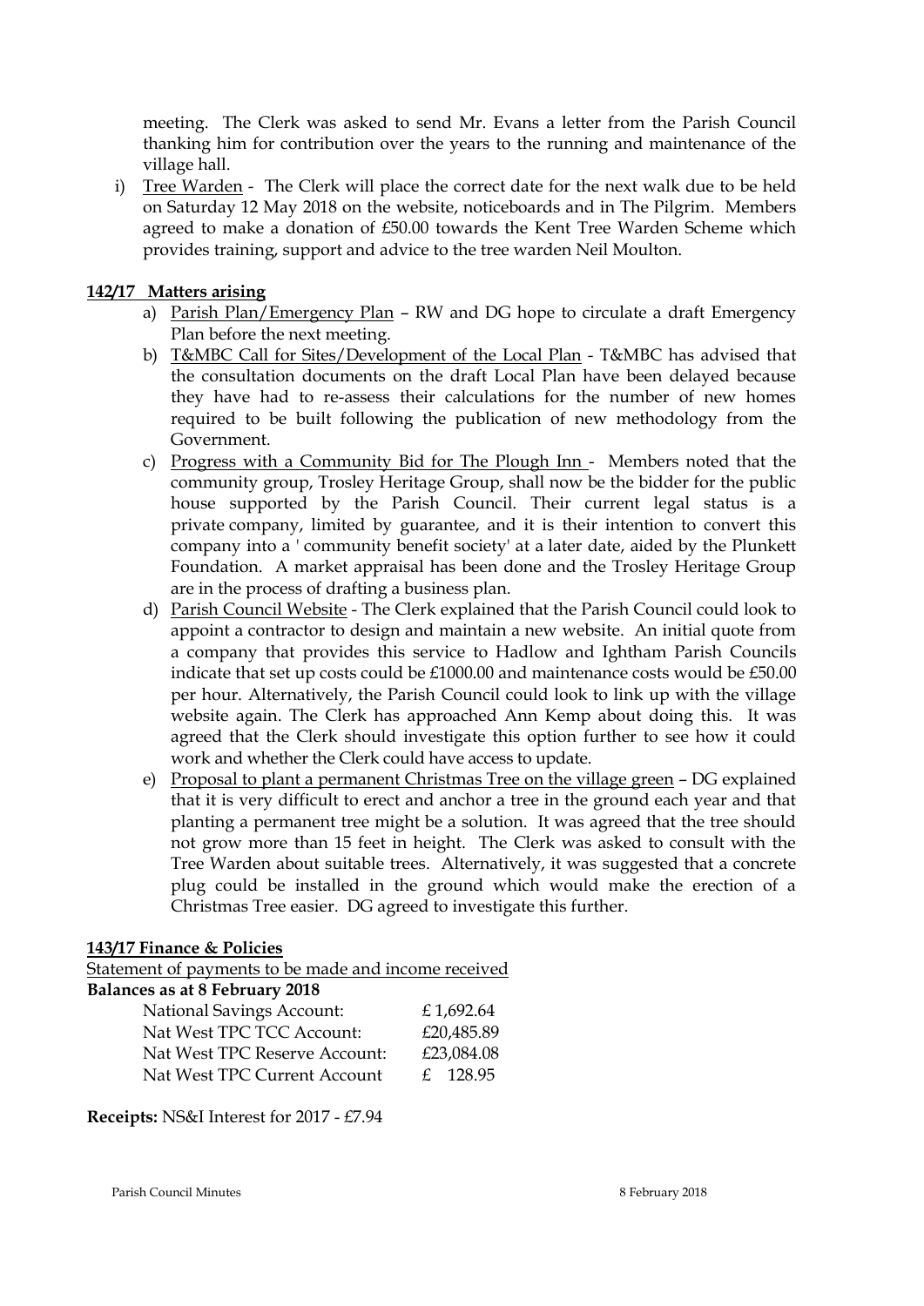meeting. The Clerk was asked to send Mr. Evans a letter from the Parish Council thanking him for contribution over the years to the running and maintenance of the village hall.

i) Tree Warden - The Clerk will place the correct date for the next walk due to be held on Saturday 12 May 2018 on the website, noticeboards and in The Pilgrim. Members agreed to make a donation of £50.00 towards the Kent Tree Warden Scheme which provides training, support and advice to the tree warden Neil Moulton.

**142/17 Matters arising**

a) Parish Plan/Emergency Plan – RW and DG hope to circulate a draft Emergency Plan before the next meeting.

b) T&MBC Call for Sites/Development of the Local Plan - T&MBC has advised that the consultation documents on the draft Local Plan have been delayed because they have had to re-assess their calculations for the number of new homes required to be built following the publication of new methodology from the Government.

c) Progress with a Community Bid for The Plough Inn - Members noted that the community group, Trosley Heritage Group, shall now be the bidder for the public house supported by the Parish Council. Their current legal status is a private company, limited by guarantee, and it is their intention to convert this company into a ' community benefit society' at a later date, aided by the Plunkett Foundation. A market appraisal has been done and the Trosley Heritage Group are in the process of drafting a business plan.

d) Parish Council Website - The Clerk explained that the Parish Council could look to appoint a contractor to design and maintain a new website. An initial quote from a company that provides this service to Hadlow and Ightham Parish Councils indicate that set up costs could be £1000.00 and maintenance costs would be £50.00 per hour. Alternatively, the Parish Council could look to link up with the village website again. The Clerk has approached Ann Kemp about doing this. It was agreed that the Clerk should investigate this option further to see how it could work and whether the Clerk could have access to update.

e) Proposal to plant a permanent Christmas Tree on the village green – DG explained that it is very difficult to erect and anchor a tree in the ground each year and that planting a permanent tree might be a solution. It was agreed that the tree should not grow more than 15 feet in height. The Clerk was asked to consult with the Tree Warden about suitable trees. Alternatively, it was suggested that a concrete plug could be installed in the ground which would make the erection of a Christmas Tree easier. DG agreed to investigate this further.

**143/17 Finance & Policies**

Statement of payments to be made and income received

**Balances as at 8 February 2018**

| | |
|---|---|
| National Savings Account: | £ 1,692.64 |
| Nat West TPC TCC Account: | £20,485.89 |
| Nat West TPC Reserve Account: | £23,084.08 |
| Nat West TPC Current Account | £ 128.95 |

**Receipts:** NS&I Interest for 2017 - £7.94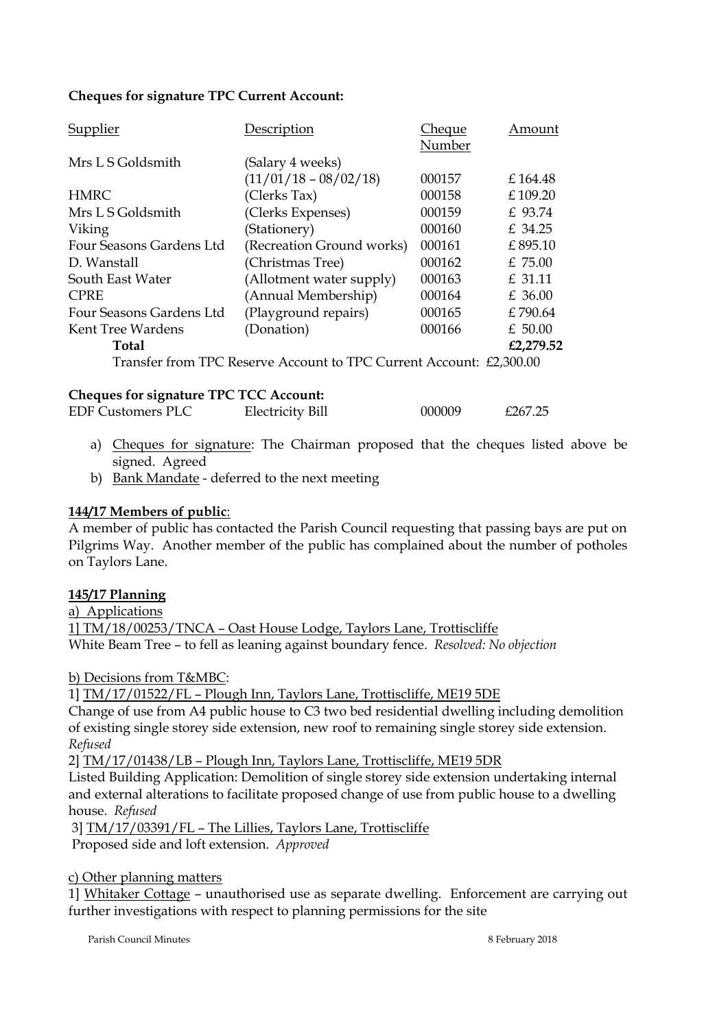**Cheques for signature TPC Current Account:**

| Supplier | Description | Cheque Number | Amount |
|---|---|---|---|
| Mrs L S Goldsmith | (Salary 4 weeks) (11/01/18 – 08/02/18) | 000157 | £ 164.48 |
| HMRC | (Clerks Tax) | 000158 | £ 109.20 |
| Mrs L S Goldsmith | (Clerks Expenses) | 000159 | £ 93.74 |
| Viking | (Stationery) | 000160 | £ 34.25 |
| Four Seasons Gardens Ltd | (Recreation Ground works) | 000161 | £ 895.10 |
| D. Wanstall | (Christmas Tree) | 000162 | £ 75.00 |
| South East Water | (Allotment water supply) | 000163 | £ 31.11 |
| CPRE | (Annual Membership) | 000164 | £ 36.00 |
| Four Seasons Gardens Ltd | (Playground repairs) | 000165 | £ 790.64 |
| Kent Tree Wardens | (Donation) | 000166 | £ 50.00 |
| **Total** | | | **£2,279.52** |

Transfer from TPC Reserve Account to TPC Current Account: £2,300.00

**Cheques for signature TPC TCC Account:**

| | | | |
|---|---|---|---|
| EDF Customers PLC | Electricity Bill | 000009 | £267.25 |

a) Cheques for signature: The Chairman proposed that the cheques listed above be signed. Agreed

b) Bank Mandate - deferred to the next meeting

**144/17 Members of public**:

A member of public has contacted the Parish Council requesting that passing bays are put on Pilgrims Way. Another member of the public has complained about the number of potholes on Taylors Lane.

**145/17 Planning**

a) Applications

1] TM/18/00253/TNCA – Oast House Lodge, Taylors Lane, Trottiscliffe
White Beam Tree – to fell as leaning against boundary fence. *Resolved: No objection*

b) Decisions from T&MBC:

1] TM/17/01522/FL – Plough Inn, Taylors Lane, Trottiscliffe, ME19 5DE
Change of use from A4 public house to C3 two bed residential dwelling including demolition of existing single storey side extension, new roof to remaining single storey side extension. *Refused*

2] TM/17/01438/LB – Plough Inn, Taylors Lane, Trottiscliffe, ME19 5DR
Listed Building Application: Demolition of single storey side extension undertaking internal and external alterations to facilitate proposed change of use from public house to a dwelling house. *Refused*

3] TM/17/03391/FL – The Lillies, Taylors Lane, Trottiscliffe
Proposed side and loft extension. *Approved*

c) Other planning matters

1] Whitaker Cottage – unauthorised use as separate dwelling. Enforcement are carrying out further investigations with respect to planning permissions for the site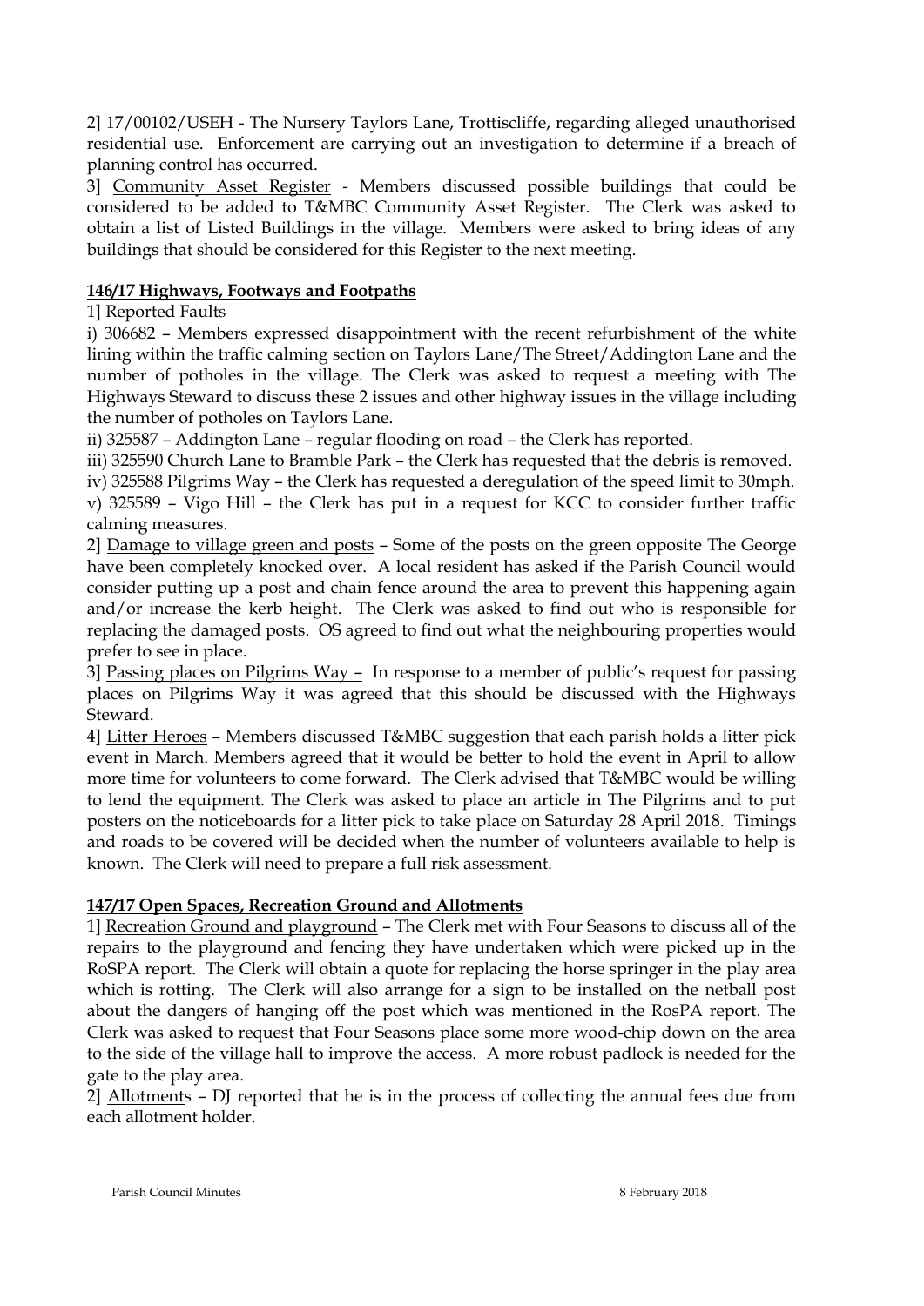2] <u>17/00102/USEH - The Nursery Taylors Lane, Trottiscliffe</u>, regarding alleged unauthorised residential use. Enforcement are carrying out an investigation to determine if a breach of planning control has occurred.

3] <u>Community Asset Register</u> - Members discussed possible buildings that could be considered to be added to T&MBC Community Asset Register. The Clerk was asked to obtain a list of Listed Buildings in the village. Members were asked to bring ideas of any buildings that should be considered for this Register to the next meeting.

### 146/17 Highways, Footways and Footpaths

1] <u>Reported Faults</u>

i) 306682 – Members expressed disappointment with the recent refurbishment of the white lining within the traffic calming section on Taylors Lane/The Street/Addington Lane and the number of potholes in the village. The Clerk was asked to request a meeting with The Highways Steward to discuss these 2 issues and other highway issues in the village including the number of potholes on Taylors Lane.

ii) 325587 – Addington Lane – regular flooding on road – the Clerk has reported.

iii) 325590 Church Lane to Bramble Park – the Clerk has requested that the debris is removed.

iv) 325588 Pilgrims Way – the Clerk has requested a deregulation of the speed limit to 30mph.

v) 325589 – Vigo Hill – the Clerk has put in a request for KCC to consider further traffic calming measures.

2] <u>Damage to village green and posts</u> – Some of the posts on the green opposite The George have been completely knocked over. A local resident has asked if the Parish Council would consider putting up a post and chain fence around the area to prevent this happening again and/or increase the kerb height. The Clerk was asked to find out who is responsible for replacing the damaged posts. OS agreed to find out what the neighbouring properties would prefer to see in place.

3] <u>Passing places on Pilgrims Way –</u> In response to a member of public's request for passing places on Pilgrims Way it was agreed that this should be discussed with the Highways Steward.

4] <u>Litter Heroes</u> – Members discussed T&MBC suggestion that each parish holds a litter pick event in March. Members agreed that it would be better to hold the event in April to allow more time for volunteers to come forward. The Clerk advised that T&MBC would be willing to lend the equipment. The Clerk was asked to place an article in The Pilgrims and to put posters on the noticeboards for a litter pick to take place on Saturday 28 April 2018. Timings and roads to be covered will be decided when the number of volunteers available to help is known. The Clerk will need to prepare a full risk assessment.

### 147/17 Open Spaces, Recreation Ground and Allotments

1] <u>Recreation Ground and playground</u> – The Clerk met with Four Seasons to discuss all of the repairs to the playground and fencing they have undertaken which were picked up in the RoSPA report. The Clerk will obtain a quote for replacing the horse springer in the play area which is rotting. The Clerk will also arrange for a sign to be installed on the netball post about the dangers of hanging off the post which was mentioned in the RosPA report. The Clerk was asked to request that Four Seasons place some more wood-chip down on the area to the side of the village hall to improve the access. A more robust padlock is needed for the gate to the play area.

2] <u>Allotments</u> – DJ reported that he is in the process of collecting the annual fees due from each allotment holder.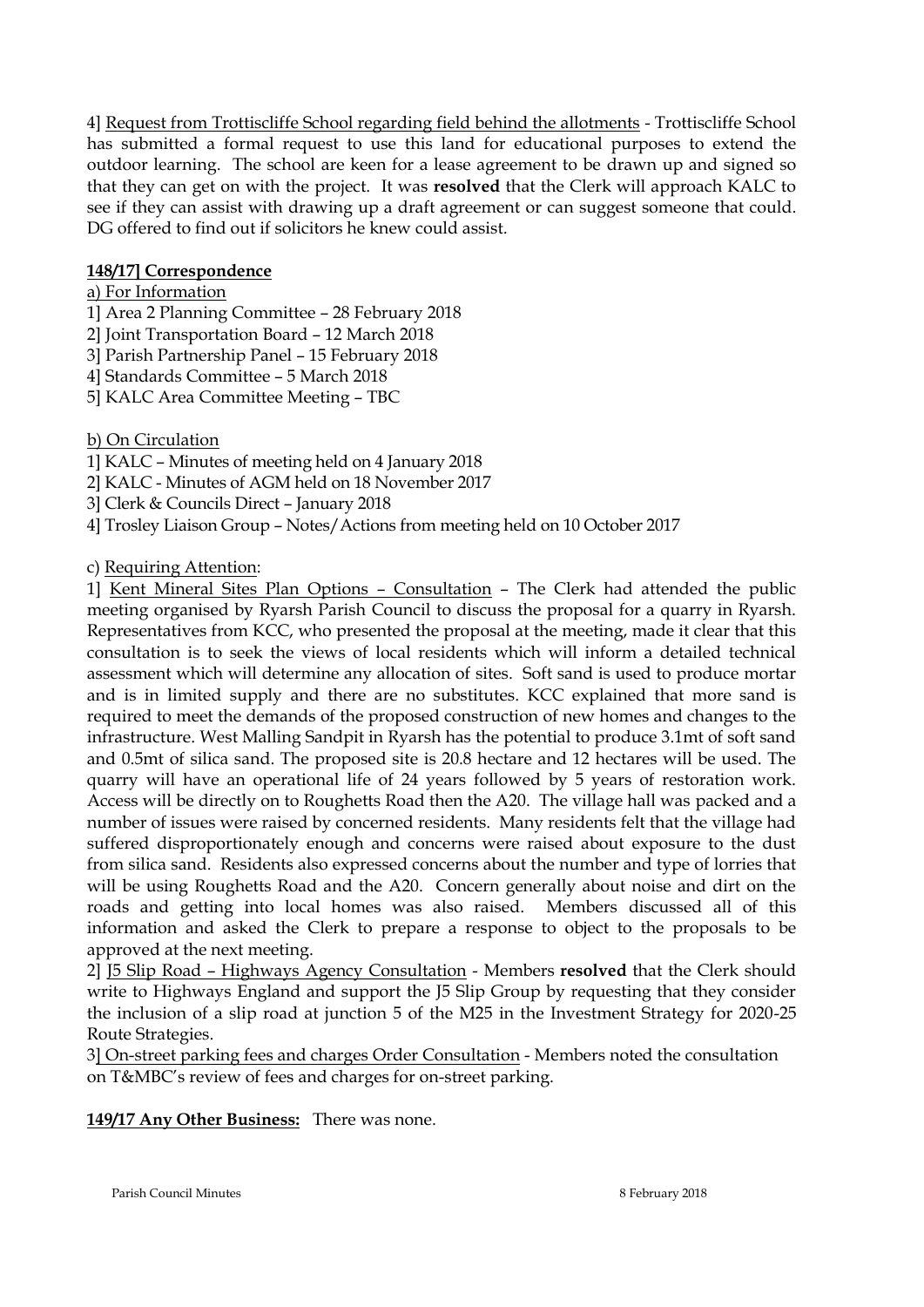4] Request from Trottiscliffe School regarding field behind the allotments - Trottiscliffe School has submitted a formal request to use this land for educational purposes to extend the outdoor learning. The school are keen for a lease agreement to be drawn up and signed so that they can get on with the project. It was **resolved** that the Clerk will approach KALC to see if they can assist with drawing up a draft agreement or can suggest someone that could. DG offered to find out if solicitors he knew could assist.

**148/17] Correspondence**

a) For Information

1] Area 2 Planning Committee – 28 February 2018
2] Joint Transportation Board – 12 March 2018
3] Parish Partnership Panel – 15 February 2018
4] Standards Committee – 5 March 2018
5] KALC Area Committee Meeting – TBC

b) On Circulation

1] KALC – Minutes of meeting held on 4 January 2018
2] KALC - Minutes of AGM held on 18 November 2017
3] Clerk & Councils Direct – January 2018
4] Trosley Liaison Group – Notes/Actions from meeting held on 10 October 2017

c) Requiring Attention:

1] Kent Mineral Sites Plan Options – Consultation – The Clerk had attended the public meeting organised by Ryarsh Parish Council to discuss the proposal for a quarry in Ryarsh. Representatives from KCC, who presented the proposal at the meeting, made it clear that this consultation is to seek the views of local residents which will inform a detailed technical assessment which will determine any allocation of sites. Soft sand is used to produce mortar and is in limited supply and there are no substitutes. KCC explained that more sand is required to meet the demands of the proposed construction of new homes and changes to the infrastructure. West Malling Sandpit in Ryarsh has the potential to produce 3.1mt of soft sand and 0.5mt of silica sand. The proposed site is 20.8 hectare and 12 hectares will be used. The quarry will have an operational life of 24 years followed by 5 years of restoration work. Access will be directly on to Roughetts Road then the A20. The village hall was packed and a number of issues were raised by concerned residents. Many residents felt that the village had suffered disproportionately enough and concerns were raised about exposure to the dust from silica sand. Residents also expressed concerns about the number and type of lorries that will be using Roughetts Road and the A20. Concern generally about noise and dirt on the roads and getting into local homes was also raised. Members discussed all of this information and asked the Clerk to prepare a response to object to the proposals to be approved at the next meeting.

2] J5 Slip Road – Highways Agency Consultation - Members **resolved** that the Clerk should write to Highways England and support the J5 Slip Group by requesting that they consider the inclusion of a slip road at junction 5 of the M25 in the Investment Strategy for 2020-25 Route Strategies.

3] On-street parking fees and charges Order Consultation - Members noted the consultation on T&MBC's review of fees and charges for on-street parking.

**149/17 Any Other Business:** There was none.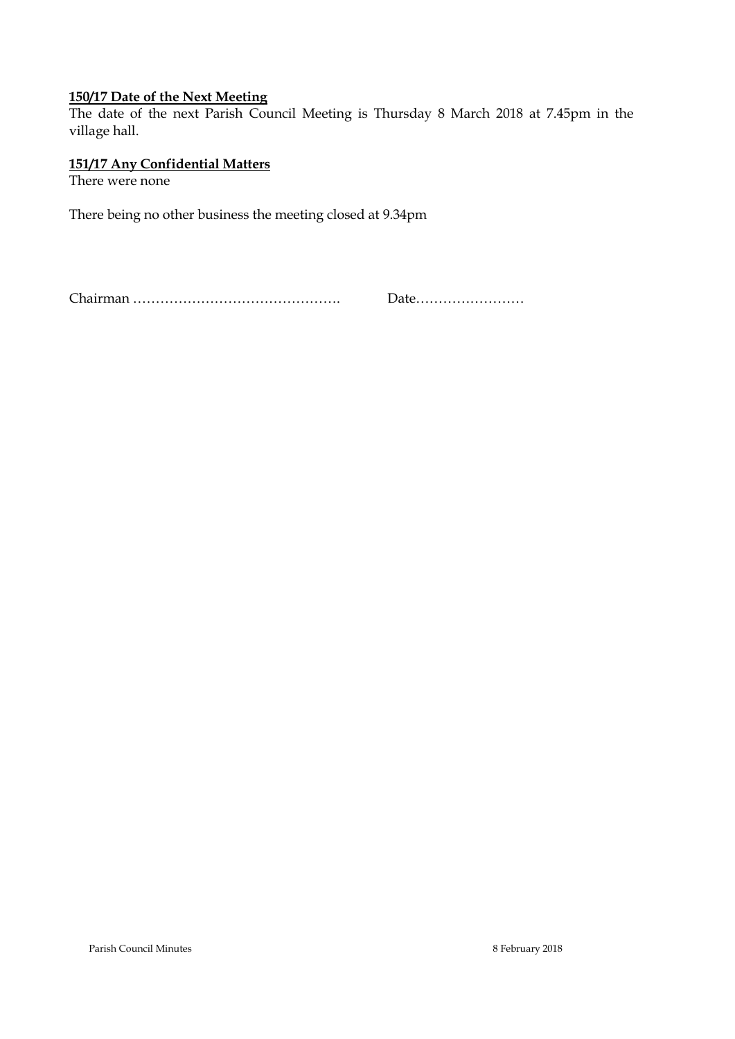**150/17 Date of the Next Meeting**

The date of the next Parish Council Meeting is Thursday 8 March 2018 at 7.45pm in the village hall.

**151/17 Any Confidential Matters**

There were none

There being no other business the meeting closed at 9.34pm

Chairman ………………………………………. Date……………………